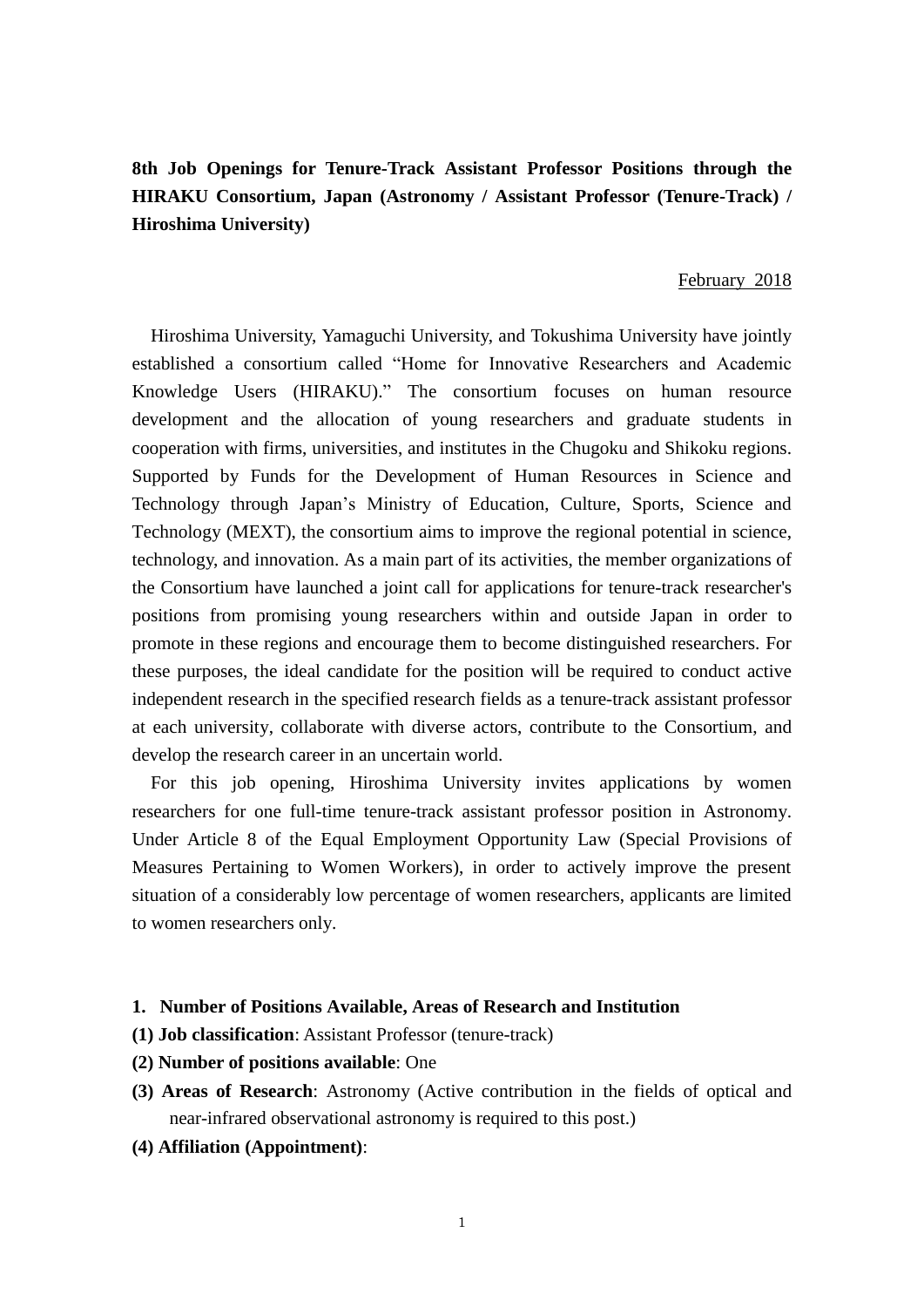**8th Job Openings for Tenure-Track Assistant Professor Positions through the HIRAKU Consortium, Japan (Astronomy / Assistant Professor (Tenure-Track) / Hiroshima University)**

February 2018

Hiroshima University, Yamaguchi University, and Tokushima University have jointly established a consortium called "Home for Innovative Researchers and Academic Knowledge Users (HIRAKU)." The consortium focuses on human resource development and the allocation of young researchers and graduate students in cooperation with firms, universities, and institutes in the Chugoku and Shikoku regions. Supported by Funds for the Development of Human Resources in Science and Technology through Japan's Ministry of Education, Culture, Sports, Science and Technology (MEXT), the consortium aims to improve the regional potential in science, technology, and innovation. As a main part of its activities, the member organizations of the Consortium have launched a joint call for applications for tenure-track researcher's positions from promising young researchers within and outside Japan in order to promote in these regions and encourage them to become distinguished researchers. For these purposes, the ideal candidate for the position will be required to conduct active independent research in the specified research fields as a tenure-track assistant professor at each university, collaborate with diverse actors, contribute to the Consortium, and develop the research career in an uncertain world.

For this job opening, Hiroshima University invites applications by women researchers for one full-time tenure-track assistant professor position in Astronomy. Under Article 8 of the Equal Employment Opportunity Law (Special Provisions of Measures Pertaining to Women Workers), in order to actively improve the present situation of a considerably low percentage of women researchers, applicants are limited to women researchers only.

## 1. Number of Positions Available, Areas of Research and Institution

**(1) Job classification**: Assistant Professor (tenure-track)

**(2) Number of positions available**: One

**(3) Areas of Research**: Astronomy (Active contribution in the fields of optical and near-infrared observational astronomy is required to this post.)

**(4) Affiliation (Appointment)**: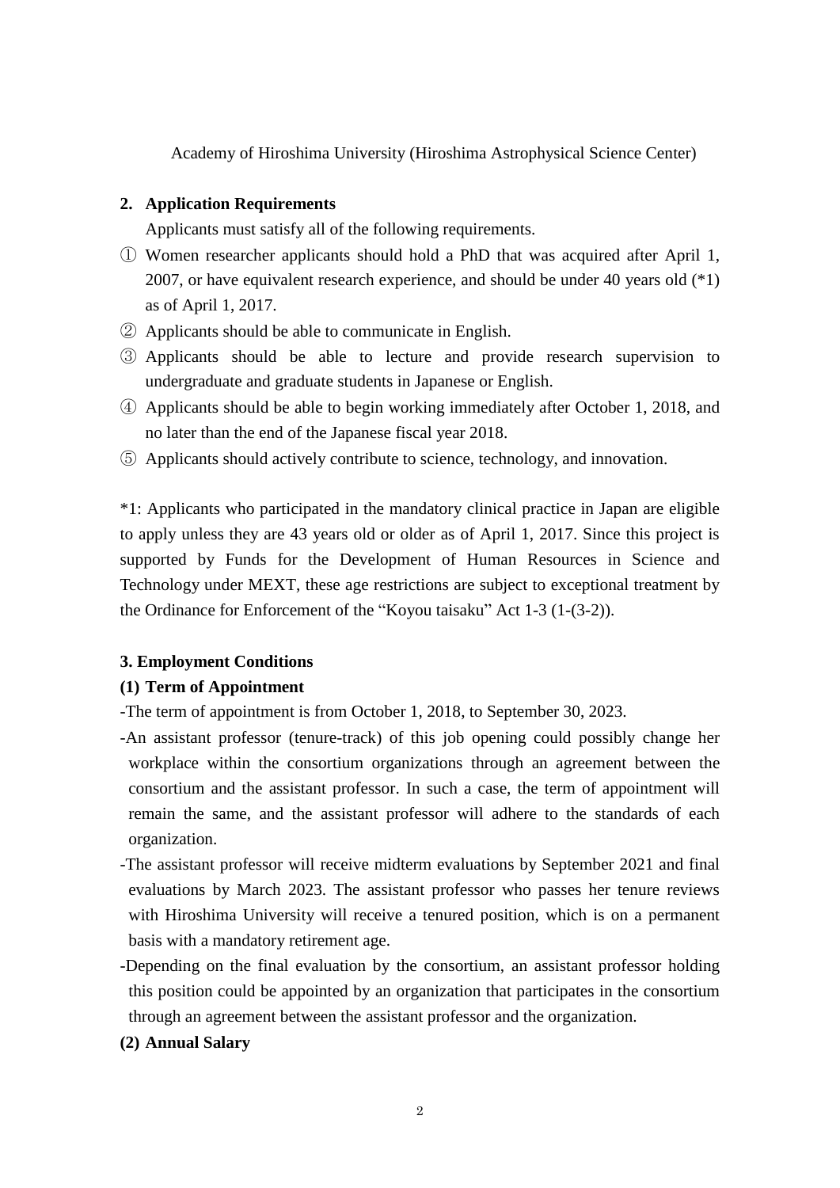Academy of Hiroshima University (Hiroshima Astrophysical Science Center)

## 2. Application Requirements

Applicants must satisfy all of the following requirements.

① Women researcher applicants should hold a PhD that was acquired after April 1, 2007, or have equivalent research experience, and should be under 40 years old (*1) as of April 1, 2017.

② Applicants should be able to communicate in English.

③ Applicants should be able to lecture and provide research supervision to undergraduate and graduate students in Japanese or English.

④ Applicants should be able to begin working immediately after October 1, 2018, and no later than the end of the Japanese fiscal year 2018.

⑤ Applicants should actively contribute to science, technology, and innovation.

*1: Applicants who participated in the mandatory clinical practice in Japan are eligible to apply unless they are 43 years old or older as of April 1, 2017. Since this project is supported by Funds for the Development of Human Resources in Science and Technology under MEXT, these age restrictions are subject to exceptional treatment by the Ordinance for Enforcement of the "Koyou taisaku" Act 1-3 (1-(3-2)).

## 3. Employment Conditions

### (1) Term of Appointment

- The term of appointment is from October 1, 2018, to September 30, 2023.
- An assistant professor (tenure-track) of this job opening could possibly change her workplace within the consortium organizations through an agreement between the consortium and the assistant professor. In such a case, the term of appointment will remain the same, and the assistant professor will adhere to the standards of each organization.
- The assistant professor will receive midterm evaluations by September 2021 and final evaluations by March 2023. The assistant professor who passes her tenure reviews with Hiroshima University will receive a tenured position, which is on a permanent basis with a mandatory retirement age.
- Depending on the final evaluation by the consortium, an assistant professor holding this position could be appointed by an organization that participates in the consortium through an agreement between the assistant professor and the organization.

### (2) Annual Salary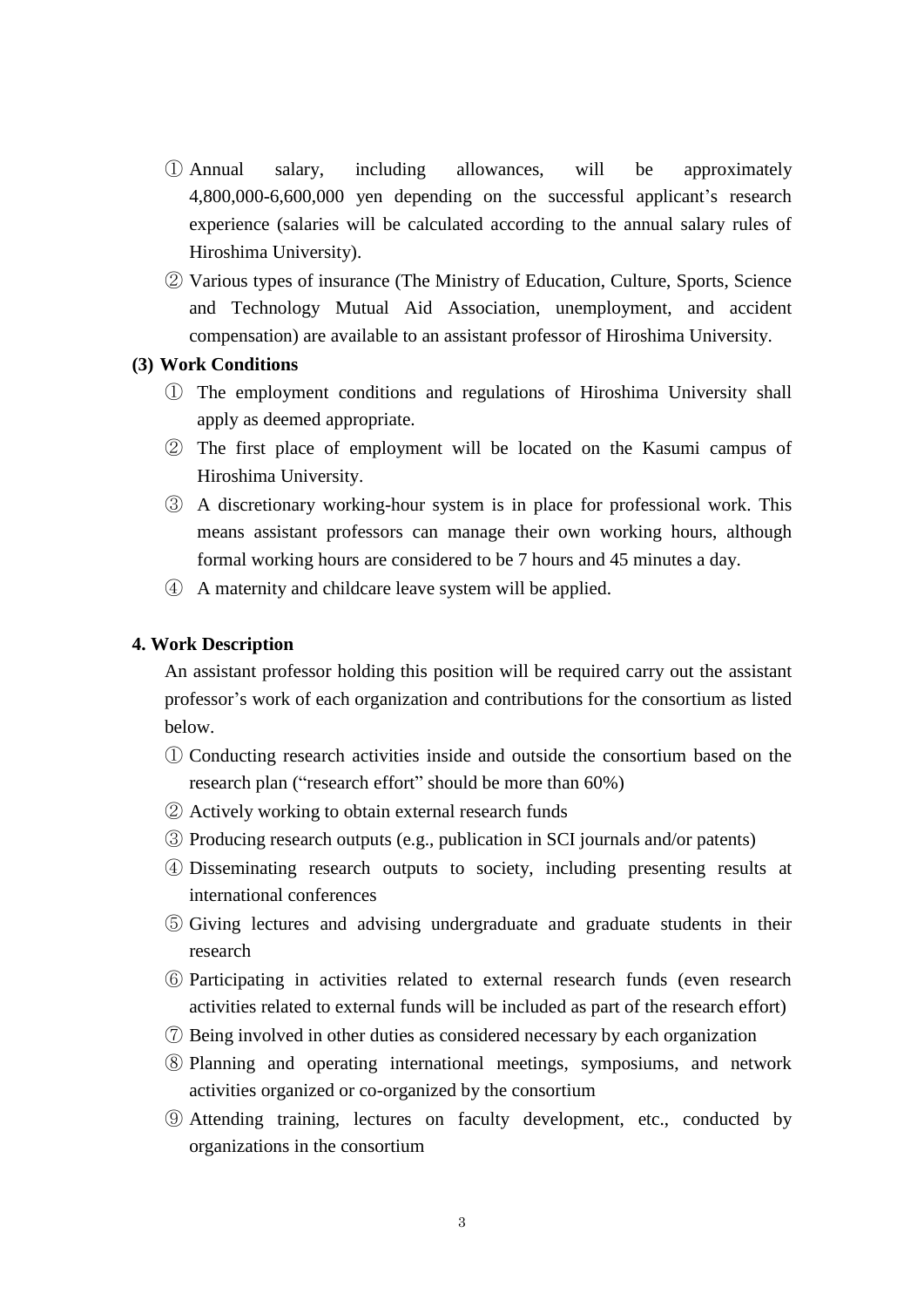① Annual salary, including allowances, will be approximately 4,800,000-6,600,000 yen depending on the successful applicant's research experience (salaries will be calculated according to the annual salary rules of Hiroshima University).

② Various types of insurance (The Ministry of Education, Culture, Sports, Science and Technology Mutual Aid Association, unemployment, and accident compensation) are available to an assistant professor of Hiroshima University.

**(3) Work Conditions**

① The employment conditions and regulations of Hiroshima University shall apply as deemed appropriate.

② The first place of employment will be located on the Kasumi campus of Hiroshima University.

③ A discretionary working-hour system is in place for professional work. This means assistant professors can manage their own working hours, although formal working hours are considered to be 7 hours and 45 minutes a day.

④ A maternity and childcare leave system will be applied.

**4. Work Description**

An assistant professor holding this position will be required carry out the assistant professor's work of each organization and contributions for the consortium as listed below.

① Conducting research activities inside and outside the consortium based on the research plan ("research effort" should be more than 60%)

② Actively working to obtain external research funds

③ Producing research outputs (e.g., publication in SCI journals and/or patents)

④ Disseminating research outputs to society, including presenting results at international conferences

⑤ Giving lectures and advising undergraduate and graduate students in their research

⑥ Participating in activities related to external research funds (even research activities related to external funds will be included as part of the research effort)

⑦ Being involved in other duties as considered necessary by each organization

⑧ Planning and operating international meetings, symposiums, and network activities organized or co-organized by the consortium

⑨ Attending training, lectures on faculty development, etc., conducted by organizations in the consortium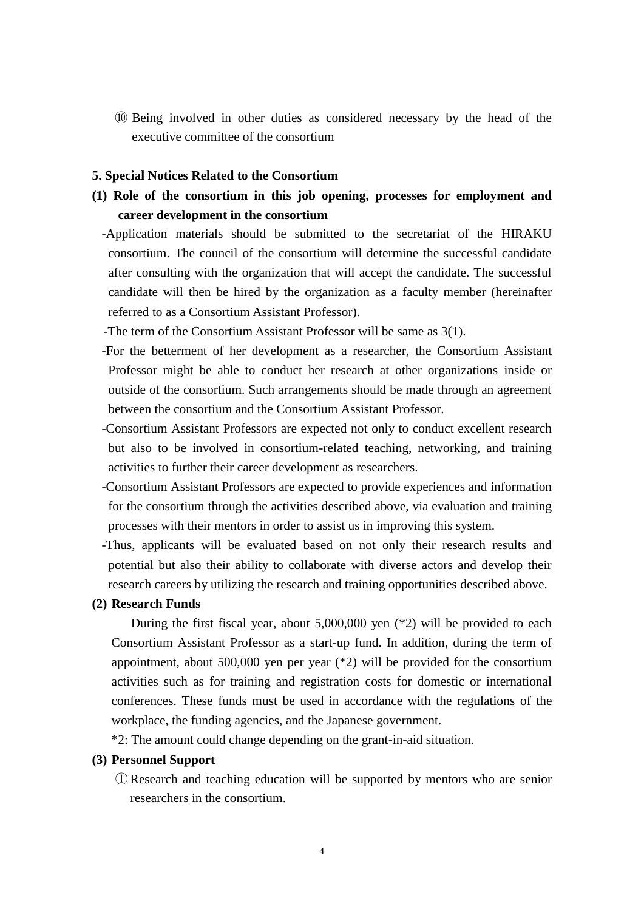⑩ Being involved in other duties as considered necessary by the head of the executive committee of the consortium

**5. Special Notices Related to the Consortium**

**(1) Role of the consortium in this job opening, processes for employment and career development in the consortium**

-Application materials should be submitted to the secretariat of the HIRAKU consortium. The council of the consortium will determine the successful candidate after consulting with the organization that will accept the candidate. The successful candidate will then be hired by the organization as a faculty member (hereinafter referred to as a Consortium Assistant Professor).

-The term of the Consortium Assistant Professor will be same as 3(1).

-For the betterment of her development as a researcher, the Consortium Assistant Professor might be able to conduct her research at other organizations inside or outside of the consortium. Such arrangements should be made through an agreement between the consortium and the Consortium Assistant Professor.

-Consortium Assistant Professors are expected not only to conduct excellent research but also to be involved in consortium-related teaching, networking, and training activities to further their career development as researchers.

-Consortium Assistant Professors are expected to provide experiences and information for the consortium through the activities described above, via evaluation and training processes with their mentors in order to assist us in improving this system.

-Thus, applicants will be evaluated based on not only their research results and potential but also their ability to collaborate with diverse actors and develop their research careers by utilizing the research and training opportunities described above.

**(2) Research Funds**

During the first fiscal year, about 5,000,000 yen (*2) will be provided to each Consortium Assistant Professor as a start-up fund. In addition, during the term of appointment, about 500,000 yen per year (*2) will be provided for the consortium activities such as for training and registration costs for domestic or international conferences. These funds must be used in accordance with the regulations of the workplace, the funding agencies, and the Japanese government.

*2: The amount could change depending on the grant-in-aid situation.

**(3) Personnel Support**

① Research and teaching education will be supported by mentors who are senior researchers in the consortium.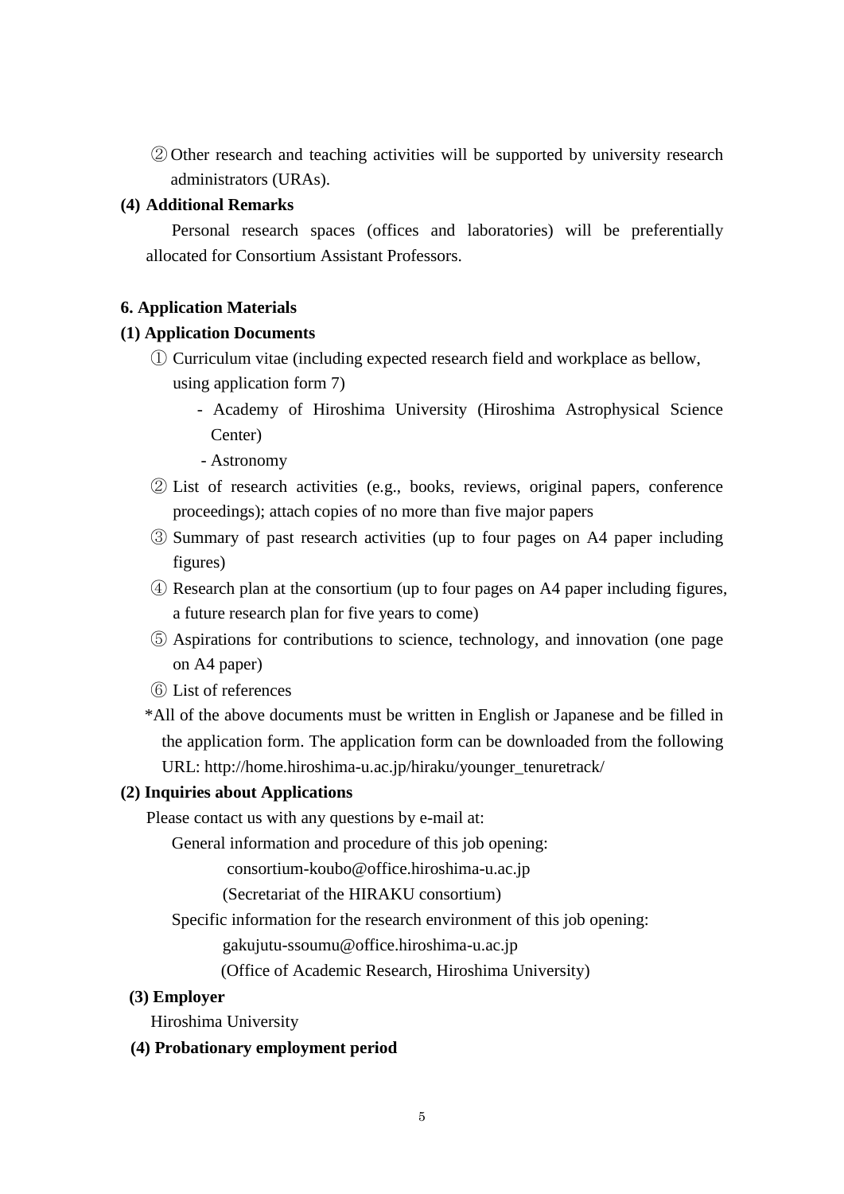② Other research and teaching activities will be supported by university research administrators (URAs).

**(4) Additional Remarks**

Personal research spaces (offices and laboratories) will be preferentially allocated for Consortium Assistant Professors.

**6. Application Materials**

**(1) Application Documents**

① Curriculum vitae (including expected research field and workplace as bellow, using application form 7)

- Academy of Hiroshima University (Hiroshima Astrophysical Science Center)
- Astronomy

② List of research activities (e.g., books, reviews, original papers, conference proceedings); attach copies of no more than five major papers

③ Summary of past research activities (up to four pages on A4 paper including figures)

④ Research plan at the consortium (up to four pages on A4 paper including figures, a future research plan for five years to come)

⑤ Aspirations for contributions to science, technology, and innovation (one page on A4 paper)

⑥ List of references

*All of the above documents must be written in English or Japanese and be filled in the application form. The application form can be downloaded from the following URL: http://home.hiroshima-u.ac.jp/hiraku/younger_tenuretrack/

**(2) Inquiries about Applications**

Please contact us with any questions by e-mail at:

General information and procedure of this job opening:

consortium-koubo@office.hiroshima-u.ac.jp

(Secretariat of the HIRAKU consortium)

Specific information for the research environment of this job opening:

gakujutu-ssoumu@office.hiroshima-u.ac.jp

(Office of Academic Research, Hiroshima University)

**(3) Employer**

Hiroshima University

**(4) Probationary employment period**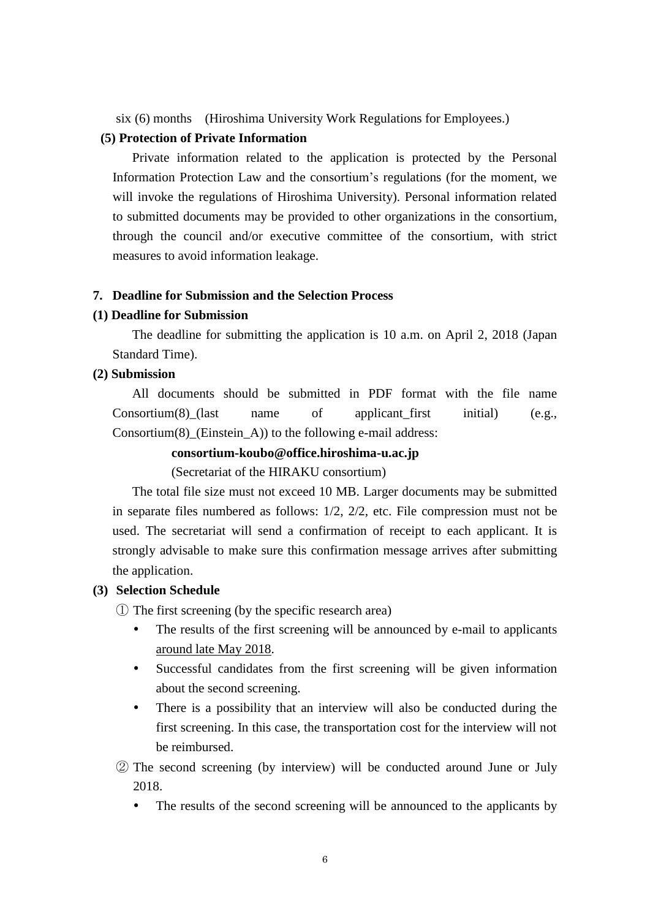six (6) months (Hiroshima University Work Regulations for Employees.)

**(5) Protection of Private Information**

Private information related to the application is protected by the Personal Information Protection Law and the consortium's regulations (for the moment, we will invoke the regulations of Hiroshima University). Personal information related to submitted documents may be provided to other organizations in the consortium, through the council and/or executive committee of the consortium, with strict measures to avoid information leakage.

## 7. Deadline for Submission and the Selection Process

### (1) Deadline for Submission

The deadline for submitting the application is 10 a.m. on April 2, 2018 (Japan Standard Time).

### (2) Submission

All documents should be submitted in PDF format with the file name Consortium(8)_(last name of applicant_first initial) (e.g., Consortium(8)_(Einstein_A)) to the following e-mail address:

**consortium-koubo@office.hiroshima-u.ac.jp**
(Secretariat of the HIRAKU consortium)

The total file size must not exceed 10 MB. Larger documents may be submitted in separate files numbered as follows: 1/2, 2/2, etc. File compression must not be used. The secretariat will send a confirmation of receipt to each applicant. It is strongly advisable to make sure this confirmation message arrives after submitting the application.

### (3) Selection Schedule

① The first screening (by the specific research area)

- The results of the first screening will be announced by e-mail to applicants around late May 2018.
- Successful candidates from the first screening will be given information about the second screening.
- There is a possibility that an interview will also be conducted during the first screening. In this case, the transportation cost for the interview will not be reimbursed.

② The second screening (by interview) will be conducted around June or July 2018.

- The results of the second screening will be announced to the applicants by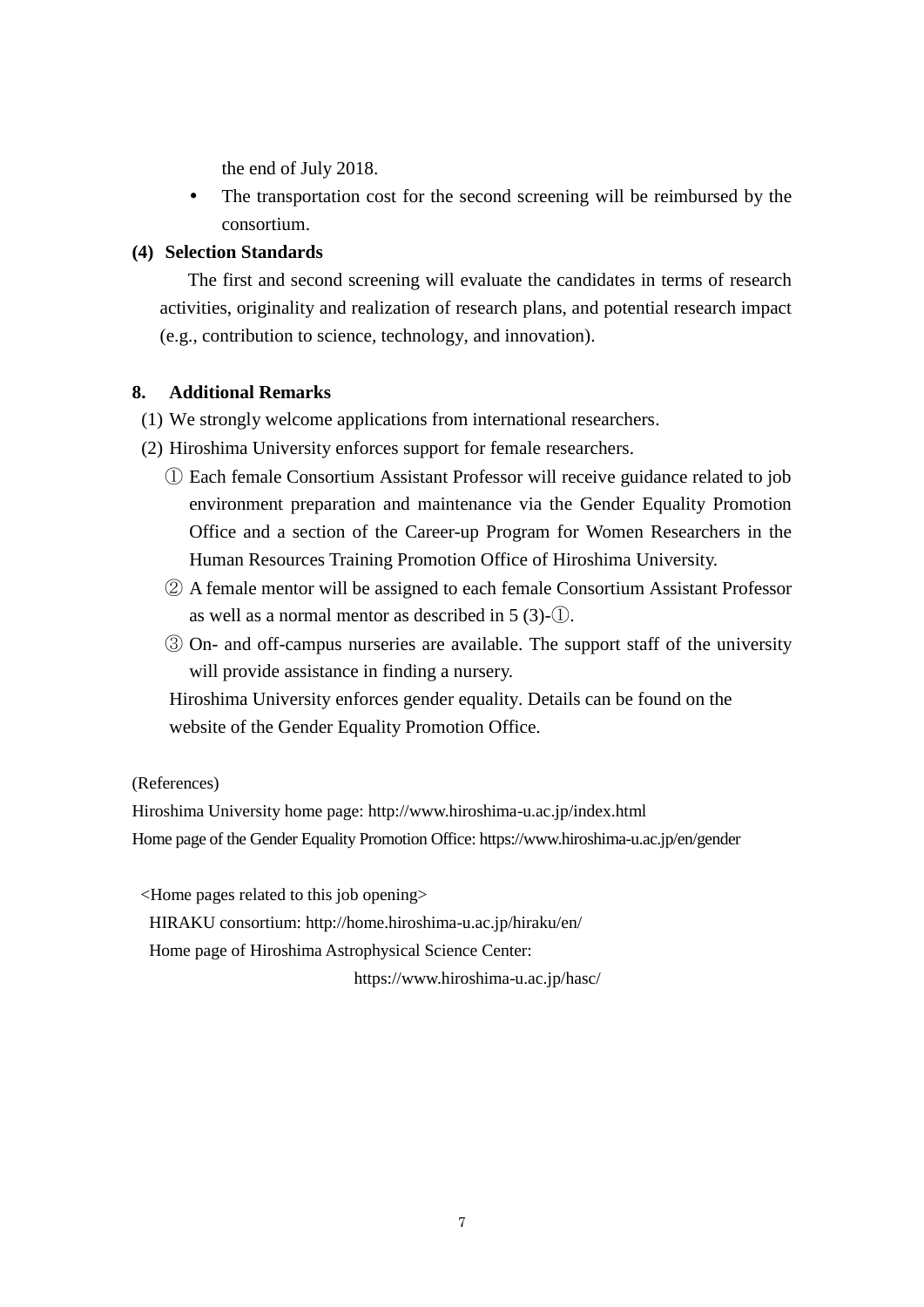the end of July 2018.

- The transportation cost for the second screening will be reimbursed by the consortium.

**(4) Selection Standards**

The first and second screening will evaluate the candidates in terms of research activities, originality and realization of research plans, and potential research impact (e.g., contribution to science, technology, and innovation).

**8. Additional Remarks**

(1) We strongly welcome applications from international researchers.

(2) Hiroshima University enforces support for female researchers.

① Each female Consortium Assistant Professor will receive guidance related to job environment preparation and maintenance via the Gender Equality Promotion Office and a section of the Career-up Program for Women Researchers in the Human Resources Training Promotion Office of Hiroshima University.

② A female mentor will be assigned to each female Consortium Assistant Professor as well as a normal mentor as described in 5 (3)-①.

③ On- and off-campus nurseries are available. The support staff of the university will provide assistance in finding a nursery.

Hiroshima University enforces gender equality. Details can be found on the website of the Gender Equality Promotion Office.

(References)

Hiroshima University home page: http://www.hiroshima-u.ac.jp/index.html

Home page of the Gender Equality Promotion Office: https://www.hiroshima-u.ac.jp/en/gender

<Home pages related to this job opening>

HIRAKU consortium: http://home.hiroshima-u.ac.jp/hiraku/en/

Home page of Hiroshima Astrophysical Science Center:

https://www.hiroshima-u.ac.jp/hasc/